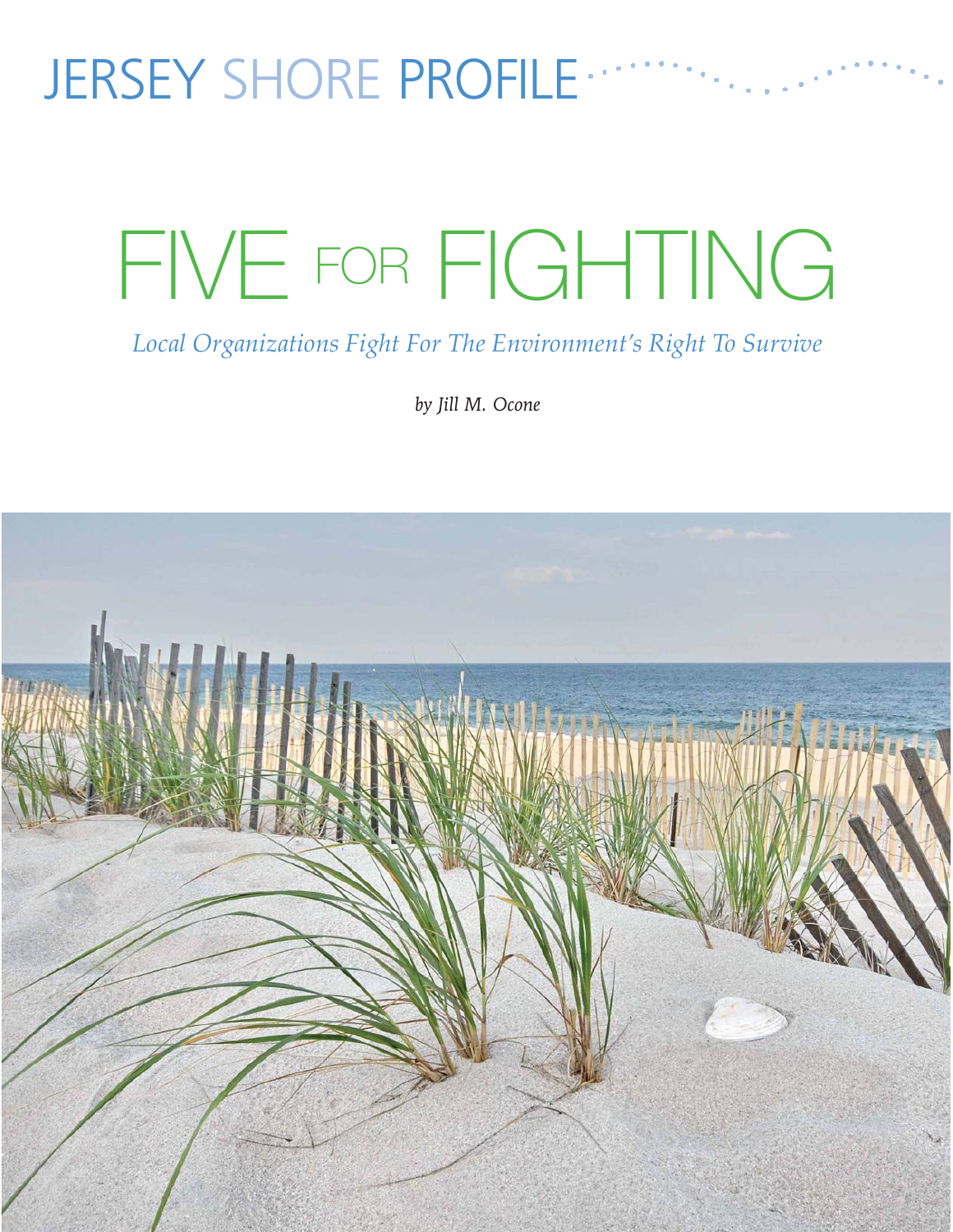JERSEY SHORE PROFILE

# FIVE FOR FIGHTING

*Local Organizations Fight For The Environment's Right To Survive*

*by Jill M. Ocone*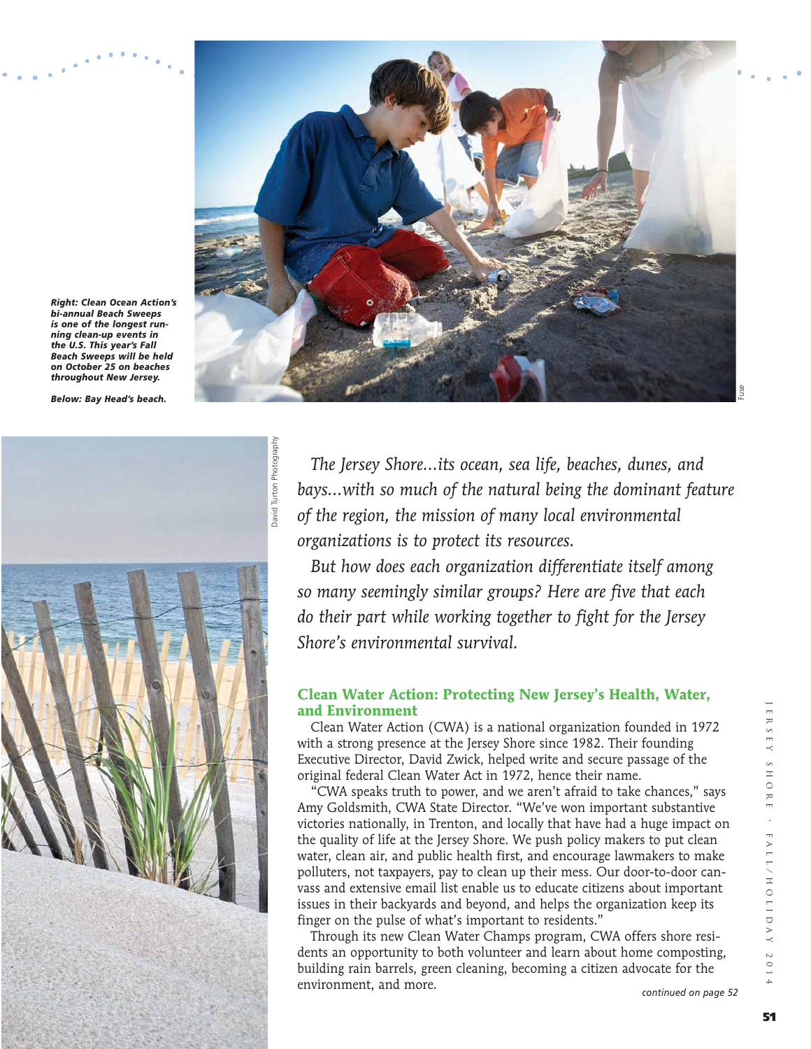*Right: Clean Ocean Action's bi-annual Beach Sweeps is one of the longest running clean-up events in the U.S. This year's Fall Beach Sweeps will be held on October 25 on beaches throughout New Jersey.*

*Below: Bay Head's beach.*

*The Jersey Shore...its ocean, sea life, beaches, dunes, and bays...with so much of the natural being the dominant feature of the region, the mission of many local environmental organizations is to protect its resources.*

*But how does each organization differentiate itself among so many seemingly similar groups? Here are five that each do their part while working together to fight for the Jersey Shore's environmental survival.*

## Clean Water Action: Protecting New Jersey's Health, Water, and Environment

Clean Water Action (CWA) is a national organization founded in 1972 with a strong presence at the Jersey Shore since 1982. Their founding Executive Director, David Zwick, helped write and secure passage of the original federal Clean Water Act in 1972, hence their name.

"CWA speaks truth to power, and we aren't afraid to take chances," says Amy Goldsmith, CWA State Director. "We've won important substantive victories nationally, in Trenton, and locally that have had a huge impact on the quality of life at the Jersey Shore. We push policy makers to put clean water, clean air, and public health first, and encourage lawmakers to make polluters, not taxpayers, pay to clean up their mess. Our door-to-door canvass and extensive email list enable us to educate citizens about important issues in their backyards and beyond, and helps the organization keep its finger on the pulse of what's important to residents."

Through its new Clean Water Champs program, CWA offers shore residents an opportunity to both volunteer and learn about home composting, building rain barrels, green cleaning, becoming a citizen advocate for the environment, and more.

*continued on page 52*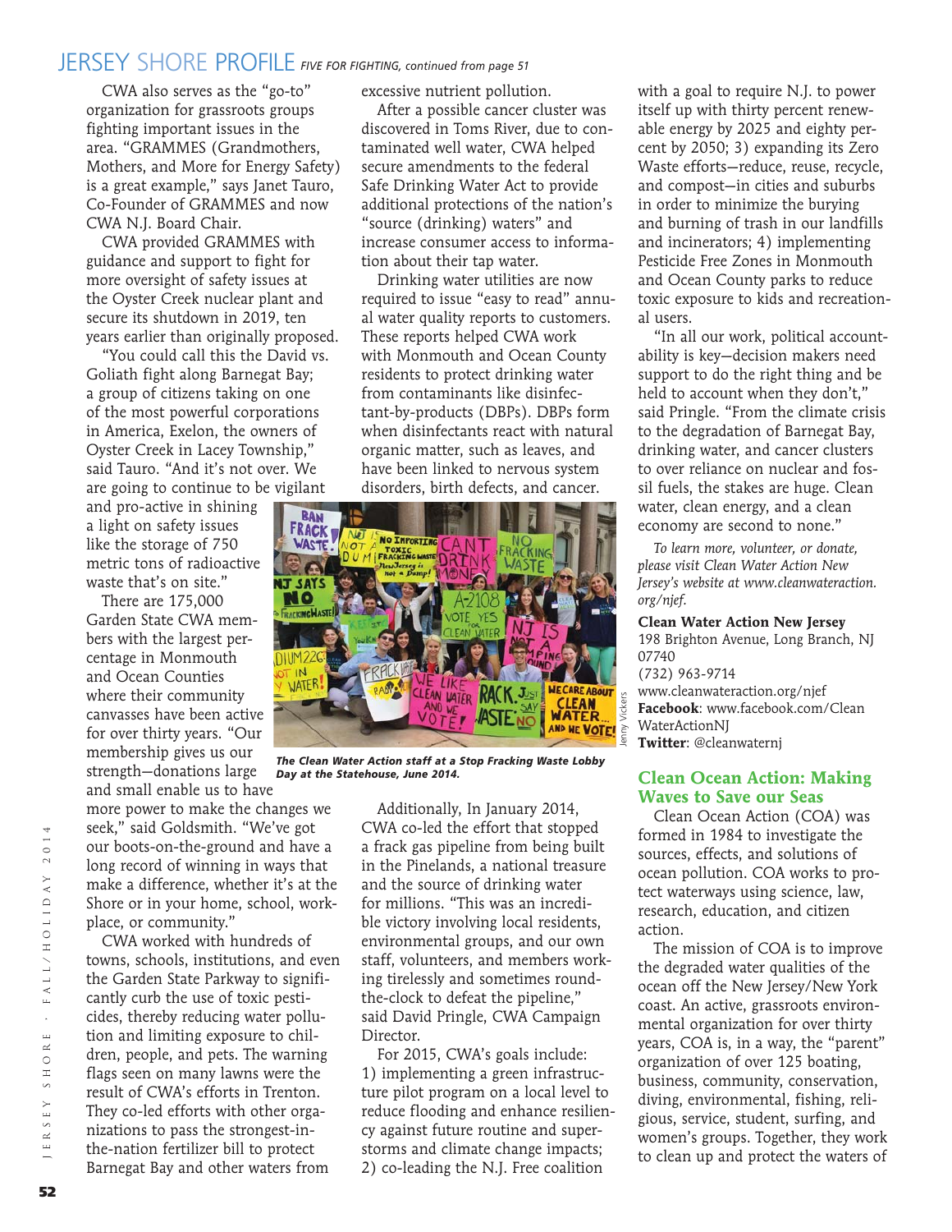CWA also serves as the "go-to" organization for grassroots groups fighting important issues in the area. "GRAMMES (Grandmothers, Mothers, and More for Energy Safety) is a great example," says Janet Tauro, Co-Founder of GRAMMES and now CWA N.J. Board Chair.

CWA provided GRAMMES with guidance and support to fight for more oversight of safety issues at the Oyster Creek nuclear plant and secure its shutdown in 2019, ten years earlier than originally proposed.

"You could call this the David vs. Goliath fight along Barnegat Bay; a group of citizens taking on one of the most powerful corporations in America, Exelon, the owners of Oyster Creek in Lacey Township," said Tauro. "And it's not over. We are going to continue to be vigilant and pro-active in shining a light on safety issues like the storage of 750 metric tons of radioactive waste that's on site."

There are 175,000 Garden State CWA members with the largest percentage in Monmouth and Ocean Counties where their community canvasses have been active for over thirty years. "Our membership gives us our strength—donations large and small enable us to have more power to make the changes we seek," said Goldsmith. "We've got our boots-on-the-ground and have a long record of winning in ways that make a difference, whether it's at the Shore or in your home, school, workplace, or community."

CWA worked with hundreds of towns, schools, institutions, and even the Garden State Parkway to significantly curb the use of toxic pesticides, thereby reducing water pollution and limiting exposure to children, people, and pets. The warning flags seen on many lawns were the result of CWA's efforts in Trenton. They co-led efforts with other organizations to pass the strongest-in-the-nation fertilizer bill to protect Barnegat Bay and other waters from excessive nutrient pollution.

After a possible cancer cluster was discovered in Toms River, due to contaminated well water, CWA helped secure amendments to the federal Safe Drinking Water Act to provide additional protections of the nation's "source (drinking) waters" and increase consumer access to information about their tap water.

Drinking water utilities are now required to issue "easy to read" annual water quality reports to customers. These reports helped CWA work with Monmouth and Ocean County residents to protect drinking water from contaminants like disinfectant-by-products (DBPs). DBPs form when disinfectants react with natural organic matter, such as leaves, and have been linked to nervous system disorders, birth defects, and cancer.

*The Clean Water Action staff at a Stop Fracking Waste Lobby Day at the Statehouse, June 2014.*

Additionally, In January 2014, CWA co-led the effort that stopped a frack gas pipeline from being built in the Pinelands, a national treasure and the source of drinking water for millions. "This was an incredible victory involving local residents, environmental groups, and our own staff, volunteers, and members working tirelessly and sometimes round-the-clock to defeat the pipeline," said David Pringle, CWA Campaign Director.

For 2015, CWA's goals include: 1) implementing a green infrastructure pilot program on a local level to reduce flooding and enhance resiliency against future routine and superstorms and climate change impacts; 2) co-leading the N.J. Free coalition with a goal to require N.J. to power itself up with thirty percent renewable energy by 2025 and eighty percent by 2050; 3) expanding its Zero Waste efforts—reduce, reuse, recycle, and compost—in cities and suburbs in order to minimize the burying and burning of trash in our landfills and incinerators; 4) implementing Pesticide Free Zones in Monmouth and Ocean County parks to reduce toxic exposure to kids and recreational users.

"In all our work, political accountability is key—decision makers need support to do the right thing and be held to account when they don't," said Pringle. "From the climate crisis to the degradation of Barnegat Bay, drinking water, and cancer clusters to over reliance on nuclear and fossil fuels, the stakes are huge. Clean water, clean energy, and a clean economy are second to none."

*To learn more, volunteer, or donate, please visit Clean Water Action New Jersey's website at www.cleanwateraction.org/njef.*

**Clean Water Action New Jersey**
198 Brighton Avenue, Long Branch, NJ 07740
(732) 963-9714
www.cleanwateraction.org/njef
**Facebook**: www.facebook.com/CleanWaterActionNJ
**Twitter**: @cleanwaternj

## Clean Ocean Action: Making Waves to Save our Seas

Clean Ocean Action (COA) was formed in 1984 to investigate the sources, effects, and solutions of ocean pollution. COA works to protect waterways using science, law, research, education, and citizen action.

The mission of COA is to improve the degraded water qualities of the ocean off the New Jersey/New York coast. An active, grassroots environmental organization for over thirty years, COA is, in a way, the "parent" organization of over 125 boating, business, community, conservation, diving, environmental, fishing, religious, service, student, surfing, and women's groups. Together, they work to clean up and protect the waters of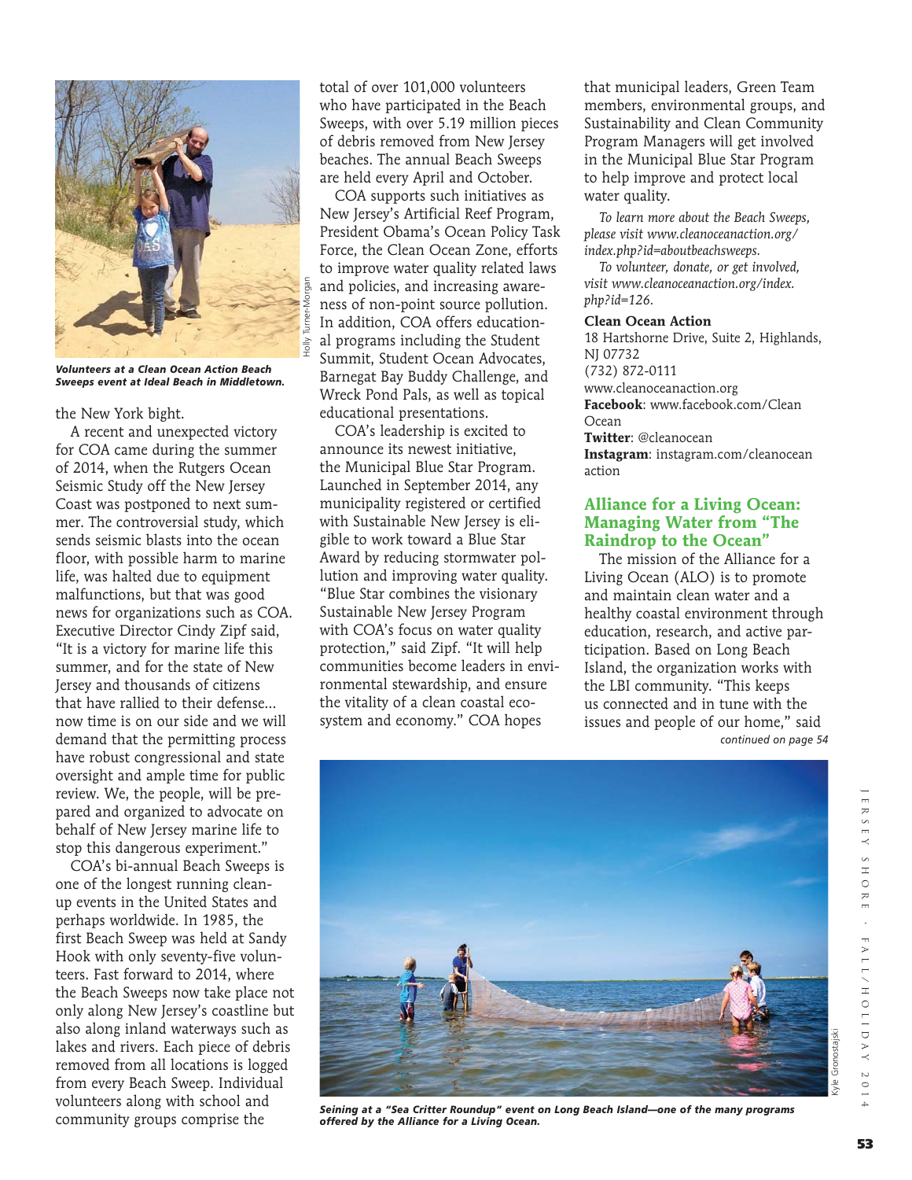*Volunteers at a Clean Ocean Action Beach Sweeps event at Ideal Beach in Middletown.*

the New York bight.

A recent and unexpected victory for COA came during the summer of 2014, when the Rutgers Ocean Seismic Study off the New Jersey Coast was postponed to next summer. The controversial study, which sends seismic blasts into the ocean floor, with possible harm to marine life, was halted due to equipment malfunctions, but that was good news for organizations such as COA. Executive Director Cindy Zipf said, "It is a victory for marine life this summer, and for the state of New Jersey and thousands of citizens that have rallied to their defense... now time is on our side and we will demand that the permitting process have robust congressional and state oversight and ample time for public review. We, the people, will be prepared and organized to advocate on behalf of New Jersey marine life to stop this dangerous experiment."

COA's bi-annual Beach Sweeps is one of the longest running clean-up events in the United States and perhaps worldwide. In 1985, the first Beach Sweep was held at Sandy Hook with only seventy-five volunteers. Fast forward to 2014, where the Beach Sweeps now take place not only along New Jersey's coastline but also along inland waterways such as lakes and rivers. Each piece of debris removed from all locations is logged from every Beach Sweep. Individual volunteers along with school and community groups comprise the total of over 101,000 volunteers who have participated in the Beach Sweeps, with over 5.19 million pieces of debris removed from New Jersey beaches. The annual Beach Sweeps are held every April and October.

COA supports such initiatives as New Jersey's Artificial Reef Program, President Obama's Ocean Policy Task Force, the Clean Ocean Zone, efforts to improve water quality related laws and policies, and increasing awareness of non-point source pollution. In addition, COA offers educational programs including the Student Summit, Student Ocean Advocates, Barnegat Bay Buddy Challenge, and Wreck Pond Pals, as well as topical educational presentations.

COA's leadership is excited to announce its newest initiative, the Municipal Blue Star Program. Launched in September 2014, any municipality registered or certified with Sustainable New Jersey is eligible to work toward a Blue Star Award by reducing stormwater pollution and improving water quality. "Blue Star combines the visionary Sustainable New Jersey Program with COA's focus on water quality protection," said Zipf. "It will help communities become leaders in environmental stewardship, and ensure the vitality of a clean coastal ecosystem and economy." COA hopes that municipal leaders, Green Team members, environmental groups, and Sustainability and Clean Community Program Managers will get involved in the Municipal Blue Star Program to help improve and protect local water quality.

*To learn more about the Beach Sweeps, please visit www.cleanoceanaction.org/index.php?id=aboutbeachsweeps.*

*To volunteer, donate, or get involved, visit www.cleanoceanaction.org/index.php?id=126.*

**Clean Ocean Action**
18 Hartshorne Drive, Suite 2, Highlands, NJ 07732
(732) 872-0111
www.cleanoceanaction.org
**Facebook**: www.facebook.com/CleanOcean
**Twitter**: @cleanocean
**Instagram**: instagram.com/cleanoceanaction

## Alliance for a Living Ocean: Managing Water from "The Raindrop to the Ocean"

The mission of the Alliance for a Living Ocean (ALO) is to promote and maintain clean water and a healthy coastal environment through education, research, and active participation. Based on Long Beach Island, the organization works with the LBI community. "This keeps us connected and in tune with the issues and people of our home," said

*continued on page 54*

*Seining at a "Sea Critter Roundup" event on Long Beach Island—one of the many programs offered by the Alliance for a Living Ocean.*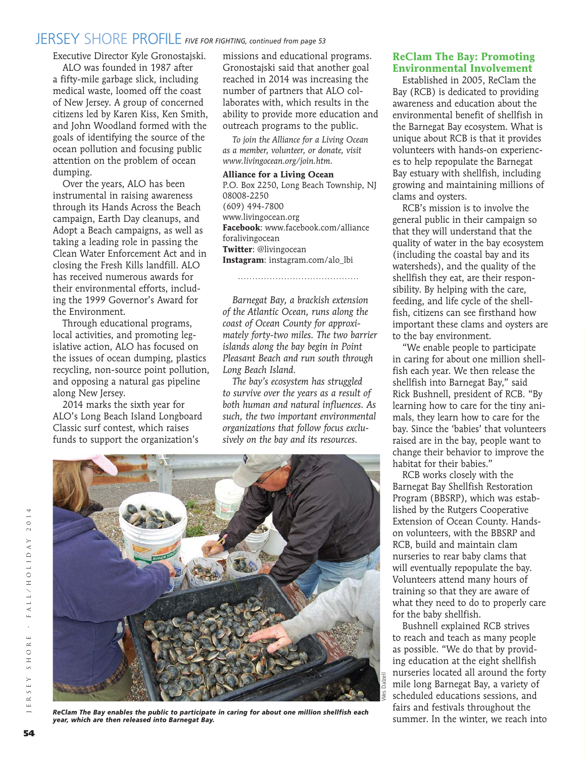Executive Director Kyle Gronostajski.

ALO was founded in 1987 after a fifty-mile garbage slick, including medical waste, loomed off the coast of New Jersey. A group of concerned citizens led by Karen Kiss, Ken Smith, and John Woodland formed with the goals of identifying the source of the ocean pollution and focusing public attention on the problem of ocean dumping.

Over the years, ALO has been instrumental in raising awareness through its Hands Across the Beach campaign, Earth Day cleanups, and Adopt a Beach campaigns, as well as taking a leading role in passing the Clean Water Enforcement Act and in closing the Fresh Kills landfill. ALO has received numerous awards for their environmental efforts, including the 1999 Governor's Award for the Environment.

Through educational programs, local activities, and promoting legislative action, ALO has focused on the issues of ocean dumping, plastics recycling, non-source point pollution, and opposing a natural gas pipeline along New Jersey.

2014 marks the sixth year for ALO's Long Beach Island Longboard Classic surf contest, which raises funds to support the organization's missions and educational programs. Gronostajski said that another goal reached in 2014 was increasing the number of partners that ALO collaborates with, which results in the ability to provide more education and outreach programs to the public.

*To join the Alliance for a Living Ocean as a member, volunteer, or donate, visit www.livingocean.org/join.htm.*

**Alliance for a Living Ocean**
P.O. Box 2250, Long Beach Township, NJ 08008-2250
(609) 494-7800
www.livingocean.org
**Facebook**: www.facebook.com/allianceforalivingocean
**Twitter**: @livingocean
**Instagram**: instagram.com/alo_lbi

---

*Barnegat Bay, a brackish extension of the Atlantic Ocean, runs along the coast of Ocean County for approximately forty-two miles. The two barrier islands along the bay begin in Point Pleasant Beach and run south through Long Beach Island.*

*The bay's ecosystem has struggled to survive over the years as a result of both human and natural influences. As such, the two important environmental organizations that follow focus exclusively on the bay and its resources.*

***ReClam The Bay enables the public to participate in caring for about one million shellfish each year, which are then released into Barnegat Bay.***

## ReClam The Bay: Promoting Environmental Involvement

Established in 2005, ReClam the Bay (RCB) is dedicated to providing awareness and education about the environmental benefit of shellfish in the Barnegat Bay ecosystem. What is unique about RCB is that it provides volunteers with hands-on experiences to help repopulate the Barnegat Bay estuary with shellfish, including growing and maintaining millions of clams and oysters.

RCB's mission is to involve the general public in their campaign so that they will understand that the quality of water in the bay ecosystem (including the coastal bay and its watersheds), and the quality of the shellfish they eat, are their responsibility. By helping with the care, feeding, and life cycle of the shellfish, citizens can see firsthand how important these clams and oysters are to the bay environment.

"We enable people to participate in caring for about one million shellfish each year. We then release the shellfish into Barnegat Bay," said Rick Bushnell, president of RCB. "By learning how to care for the tiny animals, they learn how to care for the bay. Since the 'babies' that volunteers raised are in the bay, people want to change their behavior to improve the habitat for their babies."

RCB works closely with the Barnegat Bay Shellfish Restoration Program (BBSRP), which was established by the Rutgers Cooperative Extension of Ocean County. Hands-on volunteers, with the BBSRP and RCB, build and maintain clam nurseries to rear baby clams that will eventually repopulate the bay. Volunteers attend many hours of training so that they are aware of what they need to do to properly care for the baby shellfish.

Bushnell explained RCB strives to reach and teach as many people as possible. "We do that by providing education at the eight shellfish nurseries located all around the forty mile long Barnegat Bay, a variety of scheduled educations sessions, and fairs and festivals throughout the summer. In the winter, we reach into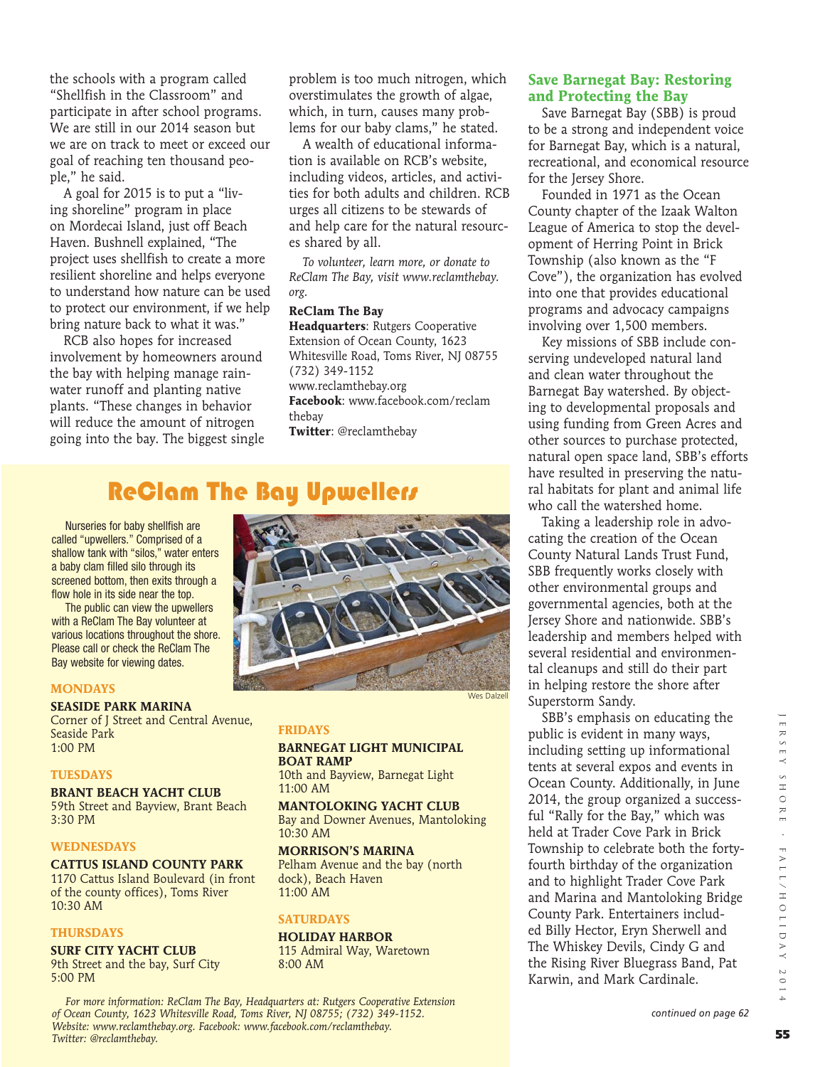the schools with a program called "Shellfish in the Classroom" and participate in after school programs. We are still in our 2014 season but we are on track to meet or exceed our goal of reaching ten thousand people," he said.

A goal for 2015 is to put a "living shoreline" program in place on Mordecai Island, just off Beach Haven. Bushnell explained, "The project uses shellfish to create a more resilient shoreline and helps everyone to understand how nature can be used to protect our environment, if we help bring nature back to what it was."

RCB also hopes for increased involvement by homeowners around the bay with helping manage rainwater runoff and planting native plants. "These changes in behavior will reduce the amount of nitrogen going into the bay. The biggest single problem is too much nitrogen, which overstimulates the growth of algae, which, in turn, causes many problems for our baby clams," he stated.

A wealth of educational information is available on RCB's website, including videos, articles, and activities for both adults and children. RCB urges all citizens to be stewards of and help care for the natural resources shared by all.

*To volunteer, learn more, or donate to ReClam The Bay, visit www.reclamthebay.org.*

**ReClam The Bay**
**Headquarters**: Rutgers Cooperative Extension of Ocean County, 1623 Whitesville Road, Toms River, NJ 08755
(732) 349-1152
www.reclamthebay.org
**Facebook**: www.facebook.com/reclamthebay
**Twitter**: @reclamthebay

## ReClam The Bay Upwellers

Nurseries for baby shellfish are called "upwellers." Comprised of a shallow tank with "silos," water enters a baby clam filled silo through its screened bottom, then exits through a flow hole in its side near the top.

The public can view the upwellers with a ReClam The Bay volunteer at various locations throughout the shore. Please call or check the ReClam The Bay website for viewing dates.

Wes Dalzell

**MONDAYS**

**SEASIDE PARK MARINA**
Corner of J Street and Central Avenue, Seaside Park
1:00 PM

**TUESDAYS**

**BRANT BEACH YACHT CLUB**
59th Street and Bayview, Brant Beach
3:30 PM

**WEDNESDAYS**

**CATTUS ISLAND COUNTY PARK**
1170 Cattus Island Boulevard (in front of the county offices), Toms River
10:30 AM

**THURSDAYS**

**SURF CITY YACHT CLUB**
9th Street and the bay, Surf City
5:00 PM

**FRIDAYS**

**BARNEGAT LIGHT MUNICIPAL BOAT RAMP**
10th and Bayview, Barnegat Light
11:00 AM

**MANTOLOKING YACHT CLUB**
Bay and Downer Avenues, Mantoloking
10:30 AM

**MORRISON'S MARINA**
Pelham Avenue and the bay (north dock), Beach Haven
11:00 AM

**SATURDAYS**

**HOLIDAY HARBOR**
115 Admiral Way, Waretown
8:00 AM

*For more information: ReClam The Bay, Headquarters at: Rutgers Cooperative Extension of Ocean County, 1623 Whitesville Road, Toms River, NJ 08755; (732) 349-1152. Website: www.reclamthebay.org. Facebook: www.facebook.com/reclamthebay. Twitter: @reclamthebay.*

## Save Barnegat Bay: Restoring and Protecting the Bay

Save Barnegat Bay (SBB) is proud to be a strong and independent voice for Barnegat Bay, which is a natural, recreational, and economical resource for the Jersey Shore.

Founded in 1971 as the Ocean County chapter of the Izaak Walton League of America to stop the development of Herring Point in Brick Township (also known as the "F Cove"), the organization has evolved into one that provides educational programs and advocacy campaigns involving over 1,500 members.

Key missions of SBB include conserving undeveloped natural land and clean water throughout the Barnegat Bay watershed. By objecting to developmental proposals and using funding from Green Acres and other sources to purchase protected, natural open space land, SBB's efforts have resulted in preserving the natural habitats for plant and animal life who call the watershed home.

Taking a leadership role in advocating the creation of the Ocean County Natural Lands Trust Fund, SBB frequently works closely with other environmental groups and governmental agencies, both at the Jersey Shore and nationwide. SBB's leadership and members helped with several residential and environmental cleanups and still do their part in helping restore the shore after Superstorm Sandy.

SBB's emphasis on educating the public is evident in many ways, including setting up informational tents at several expos and events in Ocean County. Additionally, in June 2014, the group organized a successful "Rally for the Bay," which was held at Trader Cove Park in Brick Township to celebrate both the forty-fourth birthday of the organization and to highlight Trader Cove Park and Marina and Mantoloking Bridge County Park. Entertainers included Billy Hector, Eryn Sherwell and The Whiskey Devils, Cindy G and the Rising River Bluegrass Band, Pat Karwin, and Mark Cardinale.

*continued on page 62*